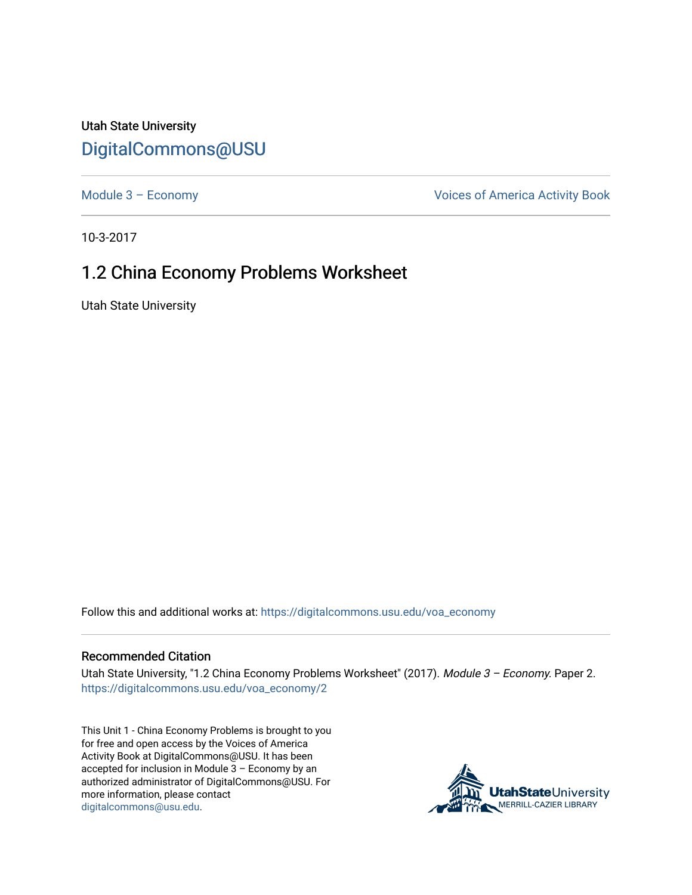Utah State University

DigitalCommons@USU

Module 3 – Economy

Voices of America Activity Book

10-3-2017

# 1.2 China Economy Problems Worksheet

Utah State University

Follow this and additional works at: https://digitalcommons.usu.edu/voa_economy

## Recommended Citation

Utah State University, "1.2 China Economy Problems Worksheet" (2017). *Module 3 – Economy*. Paper 2.
https://digitalcommons.usu.edu/voa_economy/2

This Unit 1 - China Economy Problems is brought to you for free and open access by the Voices of America Activity Book at DigitalCommons@USU. It has been accepted for inclusion in Module 3 – Economy by an authorized administrator of DigitalCommons@USU. For more information, please contact digitalcommons@usu.edu.

UtahStateUniversity
MERRILL-CAZIER LIBRARY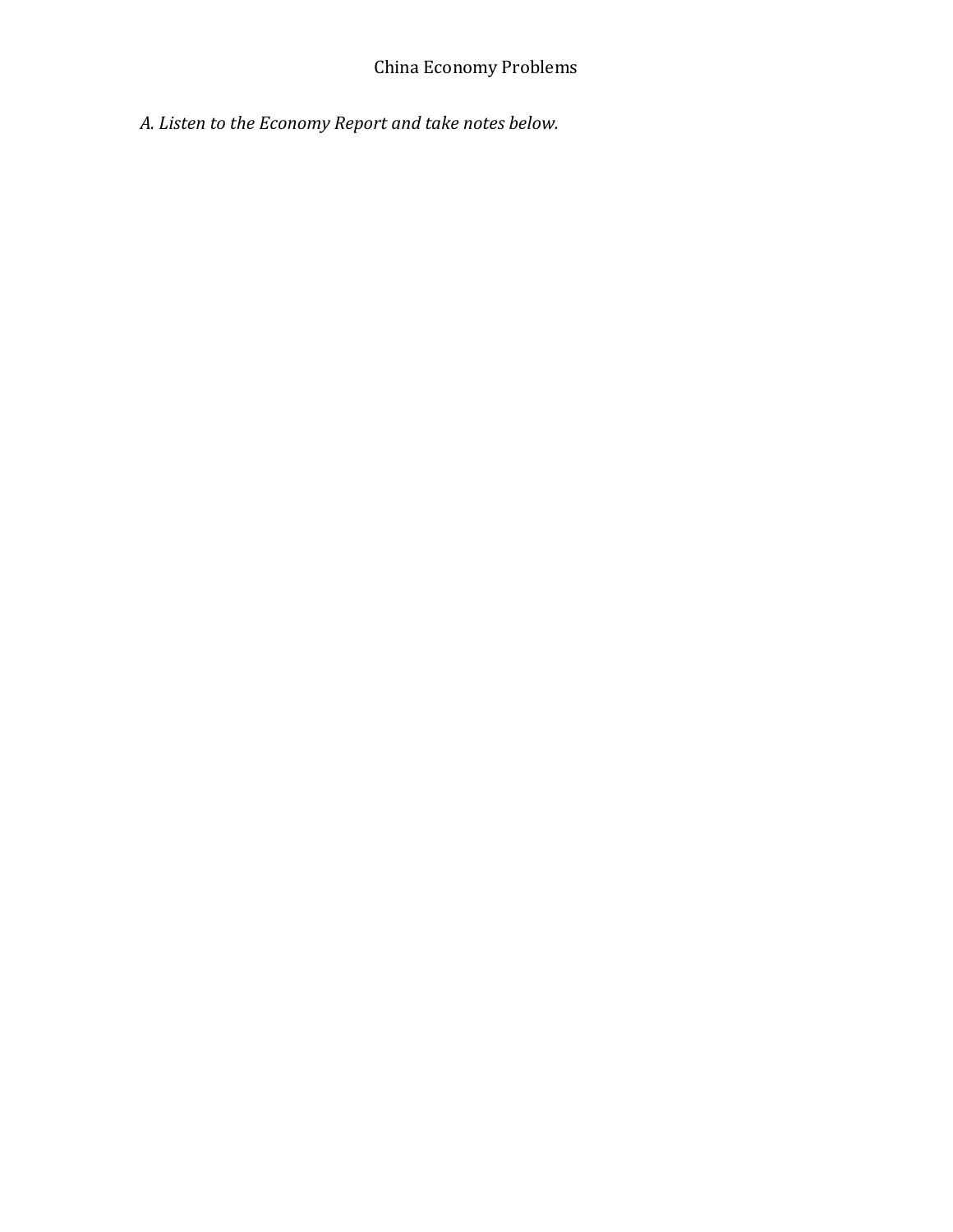# China Economy Problems

*A. Listen to the Economy Report and take notes below.*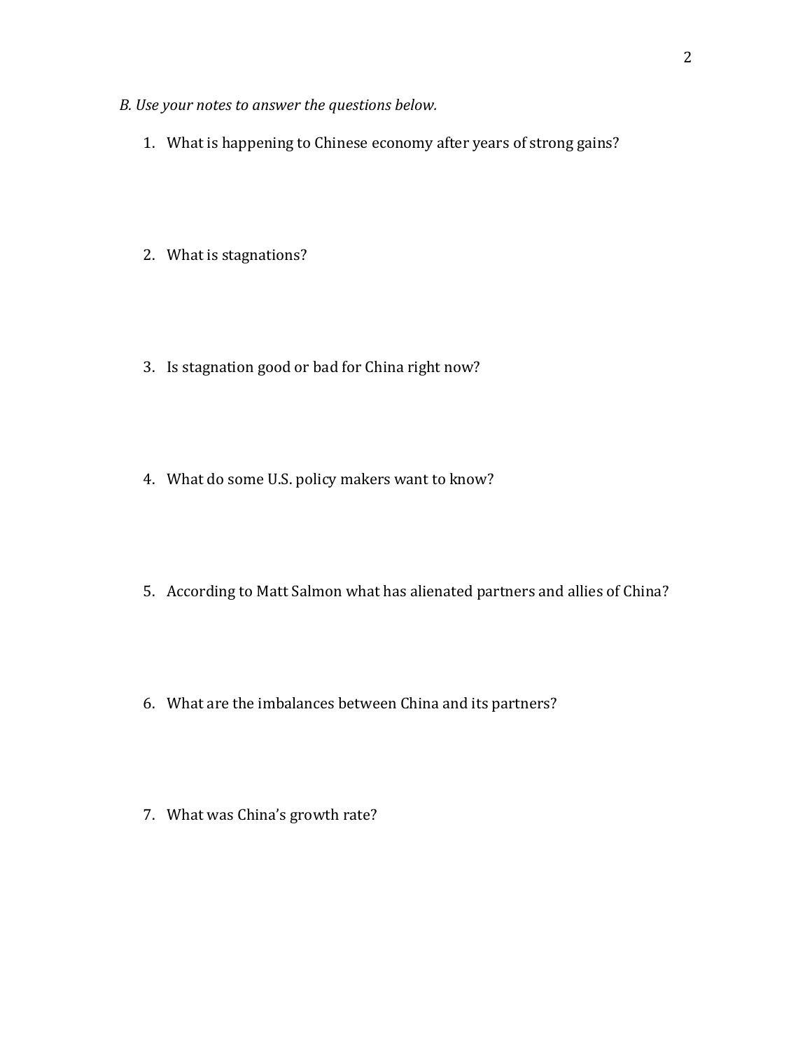*B. Use your notes to answer the questions below.*

1. What is happening to Chinese economy after years of strong gains?

2. What is stagnations?

3. Is stagnation good or bad for China right now?

4. What do some U.S. policy makers want to know?

5. According to Matt Salmon what has alienated partners and allies of China?

6. What are the imbalances between China and its partners?

7. What was China's growth rate?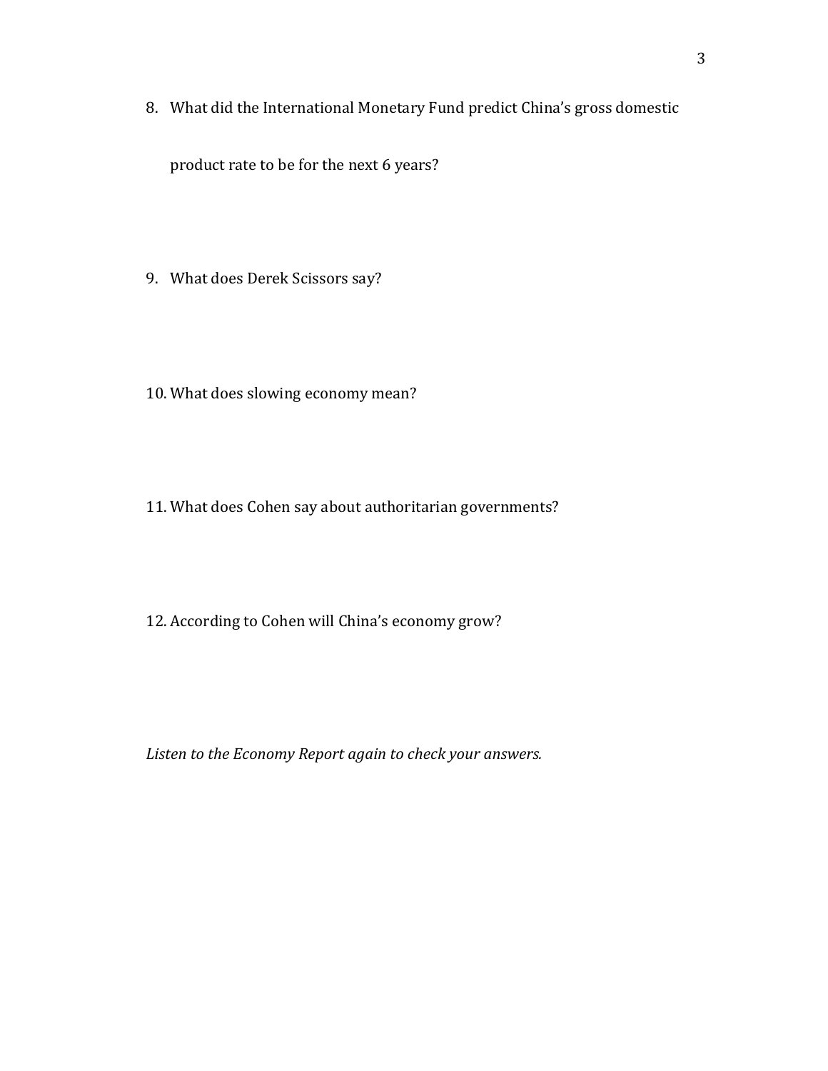8. What did the International Monetary Fund predict China's gross domestic product rate to be for the next 6 years?

9. What does Derek Scissors say?

10. What does slowing economy mean?

11. What does Cohen say about authoritarian governments?

12. According to Cohen will China's economy grow?

*Listen to the Economy Report again to check your answers.*